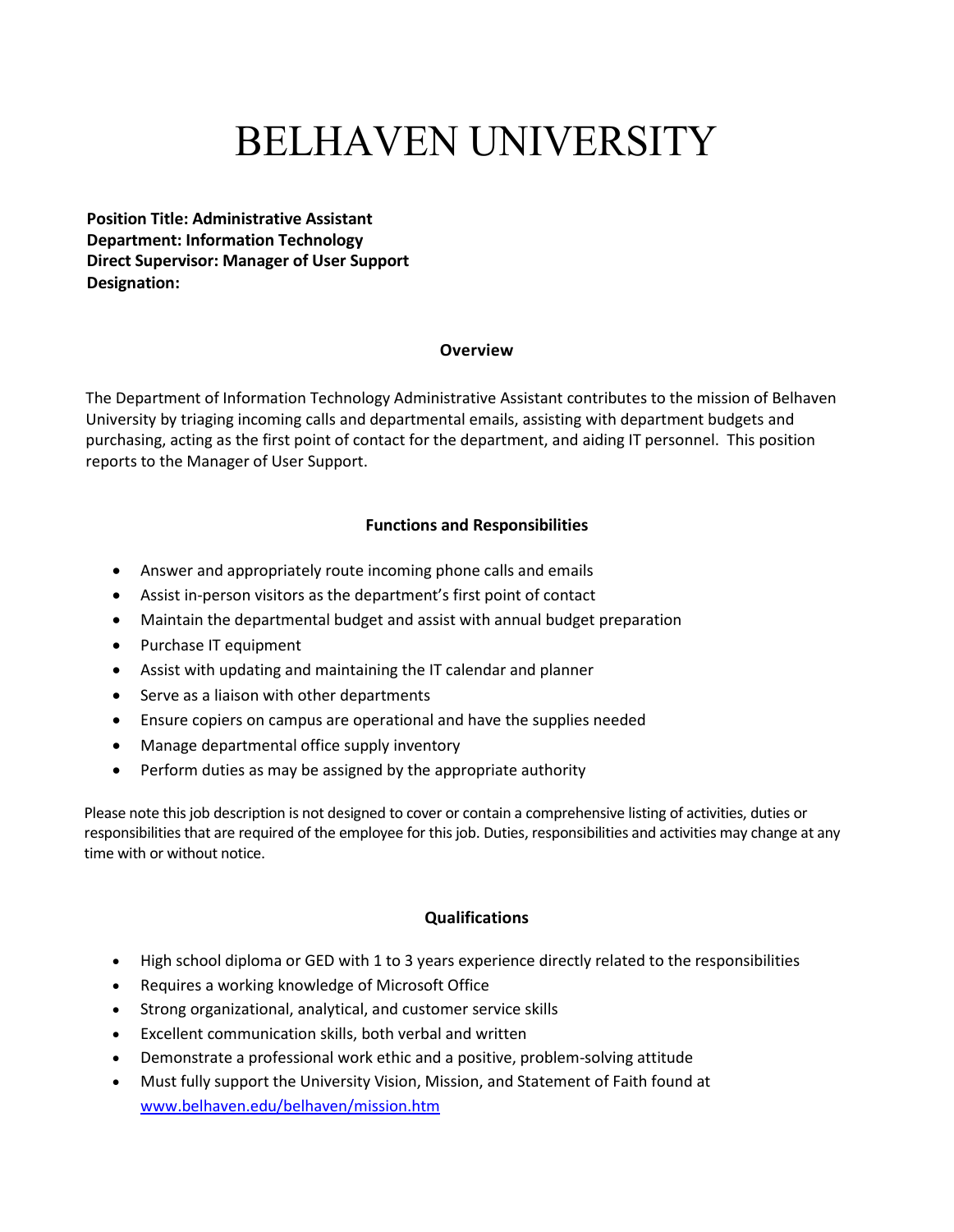# BELHAVEN UNIVERSITY

**Position Title: Administrative Assistant**
**Department: Information Technology**
**Direct Supervisor: Manager of User Support**
**Designation:**

## Overview

The Department of Information Technology Administrative Assistant contributes to the mission of Belhaven University by triaging incoming calls and departmental emails, assisting with department budgets and purchasing, acting as the first point of contact for the department, and aiding IT personnel. This position reports to the Manager of User Support.

## Functions and Responsibilities

- Answer and appropriately route incoming phone calls and emails
- Assist in-person visitors as the department's first point of contact
- Maintain the departmental budget and assist with annual budget preparation
- Purchase IT equipment
- Assist with updating and maintaining the IT calendar and planner
- Serve as a liaison with other departments
- Ensure copiers on campus are operational and have the supplies needed
- Manage departmental office supply inventory
- Perform duties as may be assigned by the appropriate authority

Please note this job description is not designed to cover or contain a comprehensive listing of activities, duties or responsibilities that are required of the employee for this job. Duties, responsibilities and activities may change at any time with or without notice.

## Qualifications

- High school diploma or GED with 1 to 3 years experience directly related to the responsibilities
- Requires a working knowledge of Microsoft Office
- Strong organizational, analytical, and customer service skills
- Excellent communication skills, both verbal and written
- Demonstrate a professional work ethic and a positive, problem-solving attitude
- Must fully support the University Vision, Mission, and Statement of Faith found at [www.belhaven.edu/belhaven/mission.htm](www.belhaven.edu/belhaven/mission.htm)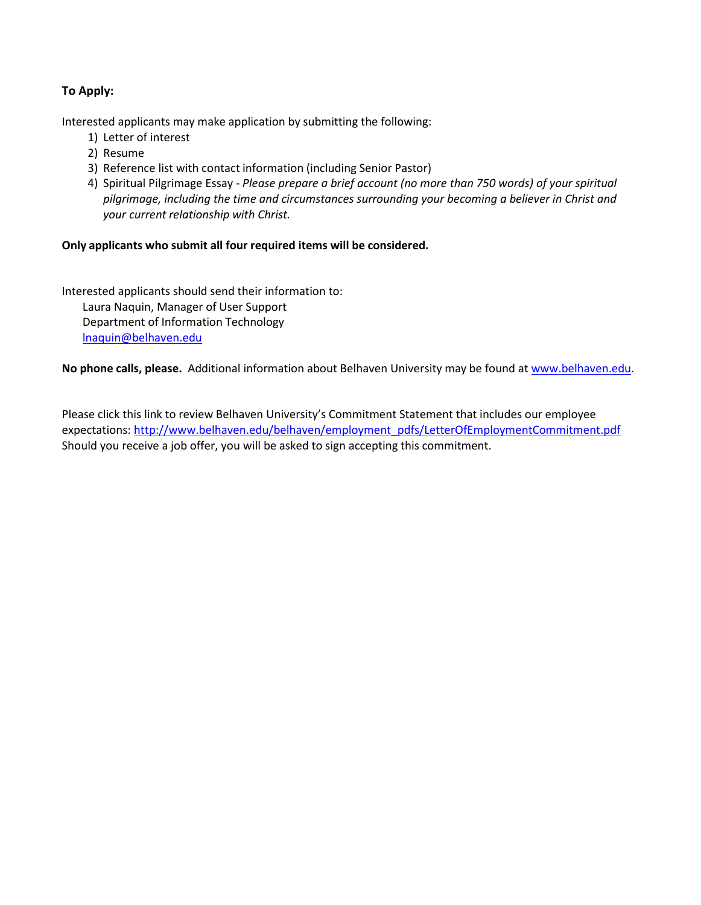**To Apply:**

Interested applicants may make application by submitting the following:

1) Letter of interest
2) Resume
3) Reference list with contact information (including Senior Pastor)
4) Spiritual Pilgrimage Essay - *Please prepare a brief account (no more than 750 words) of your spiritual pilgrimage, including the time and circumstances surrounding your becoming a believer in Christ and your current relationship with Christ.*

**Only applicants who submit all four required items will be considered.**

Interested applicants should send their information to:

Laura Naquin, Manager of User Support
Department of Information Technology
[lnaquin@belhaven.edu](mailto:lnaquin@belhaven.edu)

**No phone calls, please.** Additional information about Belhaven University may be found at [www.belhaven.edu](http://www.belhaven.edu).

Please click this link to review Belhaven University's Commitment Statement that includes our employee expectations: [http://www.belhaven.edu/belhaven/employment_pdfs/LetterOfEmploymentCommitment.pdf](http://www.belhaven.edu/belhaven/employment_pdfs/LetterOfEmploymentCommitment.pdf)
Should you receive a job offer, you will be asked to sign accepting this commitment.